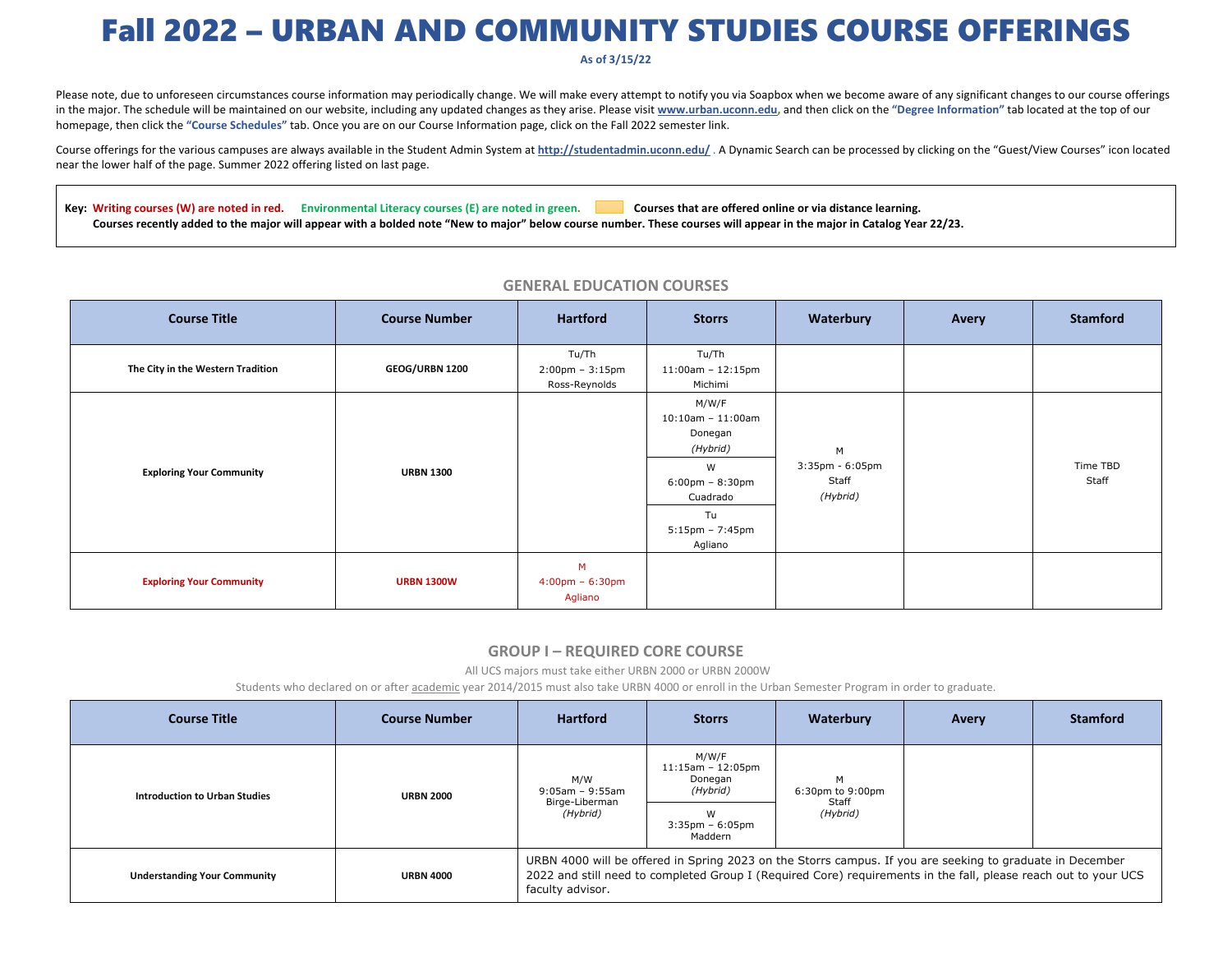# Fall 2022 – URBAN AND COMMUNITY STUDIES COURSE OFFERINGS

**As of 3/15/22**

Please note, due to unforeseen circumstances course information may periodically change. We will make every attempt to notify you via Soapbox when we become aware of any significant changes to our course offerings in the major. The schedule will be maintained on our website, including any updated changes as they arise. Please visit **www.urban.uconn.edu**, and then click on the **"Degree Information"** tab located at the top of our homepage, then click the **"Course Schedules"** tab. Once you are on our Course Information page, click on the Fall 2022 semester link.

Course offerings for the various campuses are always available in the Student Admin System at **http://studentadmin.uconn.edu/** . A Dynamic Search can be processed by clicking on the "Guest/View Courses" icon located near the lower half of the page. Summer 2022 offering listed on last page.

**Key: Writing courses (W) are noted in red. Environmental Literacy courses (E) are noted in green. Courses that are offered online or via distance learning.**
**Courses recently added to the major will appear with a bolded note "New to major" below course number. These courses will appear in the major in Catalog Year 22/23.**

## GENERAL EDUCATION COURSES

| Course Title | Course Number | Hartford | Storrs | Waterbury | Avery | Stamford |
|---|---|---|---|---|---|---|
| **The City in the Western Tradition** | **GEOG/URBN 1200** | Tu/Th 2:00pm – 3:15pm Ross-Reynolds | Tu/Th 11:00am – 12:15pm Michimi | | | |
| **Exploring Your Community** | **URBN 1300** | | M/W/F 10:10am – 11:00am Donegan *(Hybrid)*; W 6:00pm – 8:30pm Cuadrado; Tu 5:15pm – 7:45pm Agliano | M 3:35pm - 6:05pm Staff *(Hybrid)* | | Time TBD Staff |
| **Exploring Your Community** | **URBN 1300W** | M 4:00pm – 6:30pm Agliano | | | | |

## GROUP I – REQUIRED CORE COURSE

All UCS majors must take either URBN 2000 or URBN 2000W

Students who declared on or after academic year 2014/2015 must also take URBN 4000 or enroll in the Urban Semester Program in order to graduate.

| Course Title | Course Number | Hartford | Storrs | Waterbury | Avery | Stamford |
|---|---|---|---|---|---|---|
| **Introduction to Urban Studies** | **URBN 2000** | M/W 9:05am – 9:55am Birge-Liberman *(Hybrid)* | M/W/F 11:15am – 12:05pm Donegan *(Hybrid)*; W 3:35pm – 6:05pm Maddern | M 6:30pm to 9:00pm Staff *(Hybrid)* | | |
| **Understanding Your Community** | **URBN 4000** | URBN 4000 will be offered in Spring 2023 on the Storrs campus. If you are seeking to graduate in December 2022 and still need to completed Group I (Required Core) requirements in the fall, please reach out to your UCS faculty advisor. | | | | |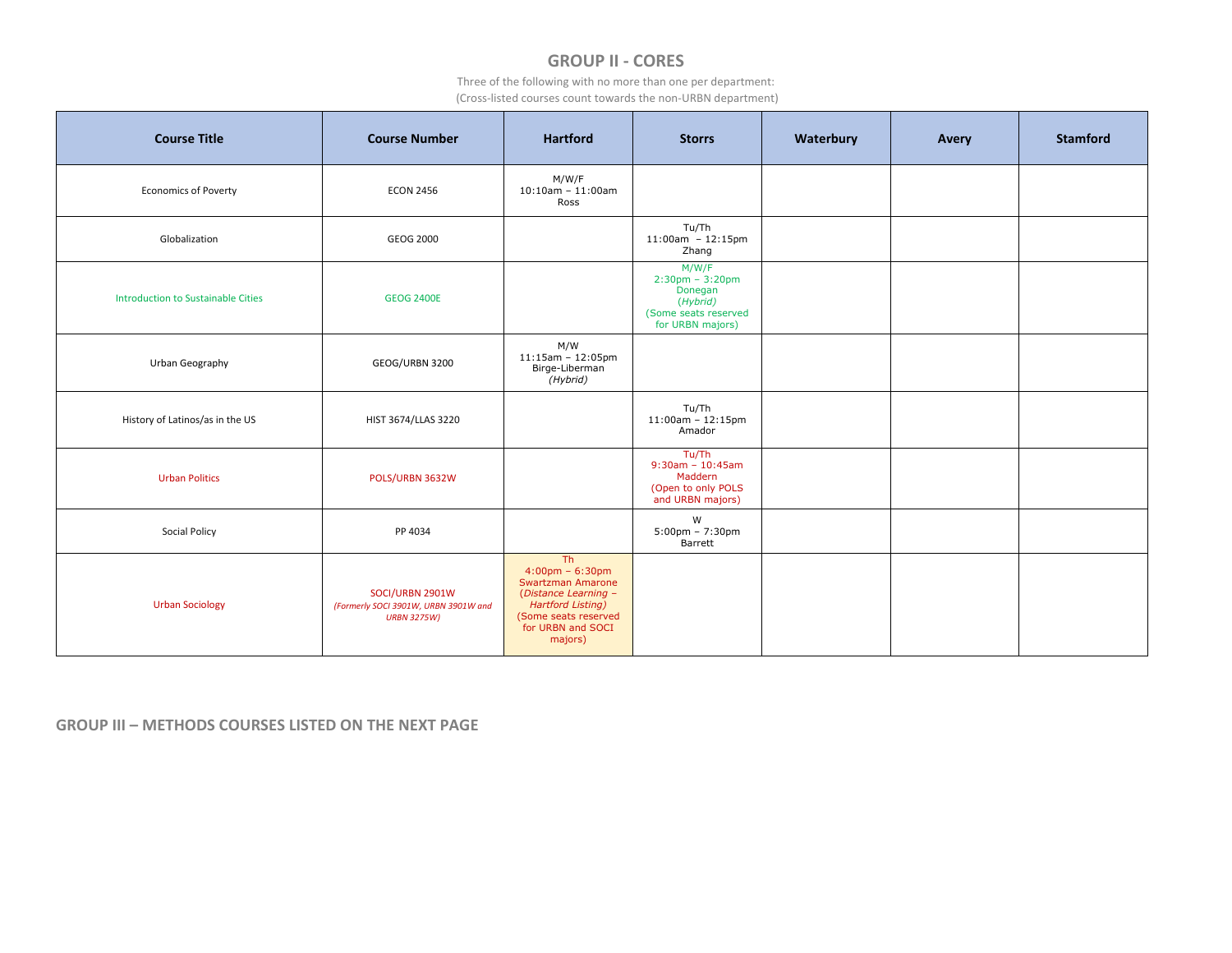## GROUP II - CORES

Three of the following with no more than one per department:
(Cross-listed courses count towards the non-URBN department)

| Course Title | Course Number | Hartford | Storrs | Waterbury | Avery | Stamford |
|---|---|---|---|---|---|---|
| Economics of Poverty | ECON 2456 | M/W/F 10:10am – 11:00am Ross | | | | |
| Globalization | GEOG 2000 | | Tu/Th 11:00am – 12:15pm Zhang | | | |
| Introduction to Sustainable Cities | GEOG 2400E | | M/W/F 2:30pm – 3:20pm Donegan (*Hybrid*) (Some seats reserved for URBN majors) | | | |
| Urban Geography | GEOG/URBN 3200 | M/W 11:15am – 12:05pm Birge-Liberman *(Hybrid)* | | | | |
| History of Latinos/as in the US | HIST 3674/LLAS 3220 | | Tu/Th 11:00am – 12:15pm Amador | | | |
| Urban Politics | POLS/URBN 3632W | | Tu/Th 9:30am – 10:45am Maddern (Open to only POLS and URBN majors) | | | |
| Social Policy | PP 4034 | | W 5:00pm – 7:30pm Barrett | | | |
| Urban Sociology | SOCI/URBN 2901W *(Formerly SOCI 3901W, URBN 3901W and URBN 3275W)* | Th 4:00pm – 6:30pm Swartzman Amarone (*Distance Learning – Hartford Listing)* (Some seats reserved for URBN and SOCI majors) | | | | |

**GROUP III – METHODS COURSES LISTED ON THE NEXT PAGE**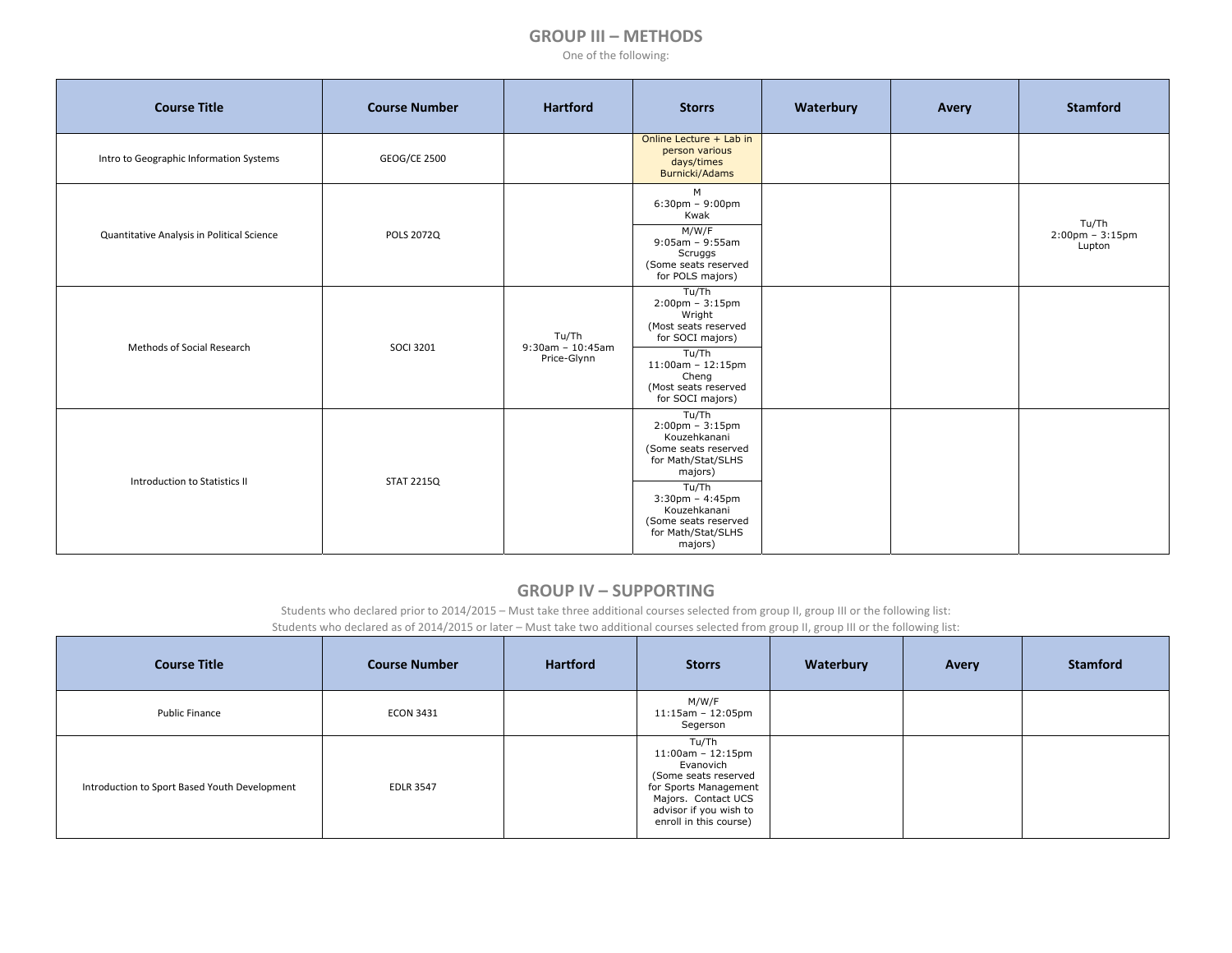## GROUP III – METHODS

One of the following:

| Course Title | Course Number | Hartford | Storrs | Waterbury | Avery | Stamford |
|---|---|---|---|---|---|---|
| Intro to Geographic Information Systems | GEOG/CE 2500 | | Online Lecture + Lab in person various days/times Burnicki/Adams | | | |
| Quantitative Analysis in Political Science | POLS 2072Q | | M 6:30pm – 9:00pm Kwak<br>M/W/F 9:05am – 9:55am Scruggs (Some seats reserved for POLS majors) | | | Tu/Th 2:00pm – 3:15pm Lupton |
| Methods of Social Research | SOCI 3201 | Tu/Th 9:30am – 10:45am Price-Glynn | Tu/Th 2:00pm – 3:15pm Wright (Most seats reserved for SOCI majors)<br>Tu/Th 11:00am – 12:15pm Cheng (Most seats reserved for SOCI majors) | | | |
| Introduction to Statistics II | STAT 2215Q | | Tu/Th 2:00pm – 3:15pm Kouzehkanani (Some seats reserved for Math/Stat/SLHS majors)<br>Tu/Th 3:30pm – 4:45pm Kouzehkanani (Some seats reserved for Math/Stat/SLHS majors) | | | |

## GROUP IV – SUPPORTING

Students who declared prior to 2014/2015 – Must take three additional courses selected from group II, group III or the following list:

Students who declared as of 2014/2015 or later – Must take two additional courses selected from group II, group III or the following list:

| Course Title | Course Number | Hartford | Storrs | Waterbury | Avery | Stamford |
|---|---|---|---|---|---|---|
| Public Finance | ECON 3431 | | M/W/F 11:15am – 12:05pm Segerson | | | |
| Introduction to Sport Based Youth Development | EDLR 3547 | | Tu/Th 11:00am – 12:15pm Evanovich (Some seats reserved for Sports Management Majors. Contact UCS advisor if you wish to enroll in this course) | | | |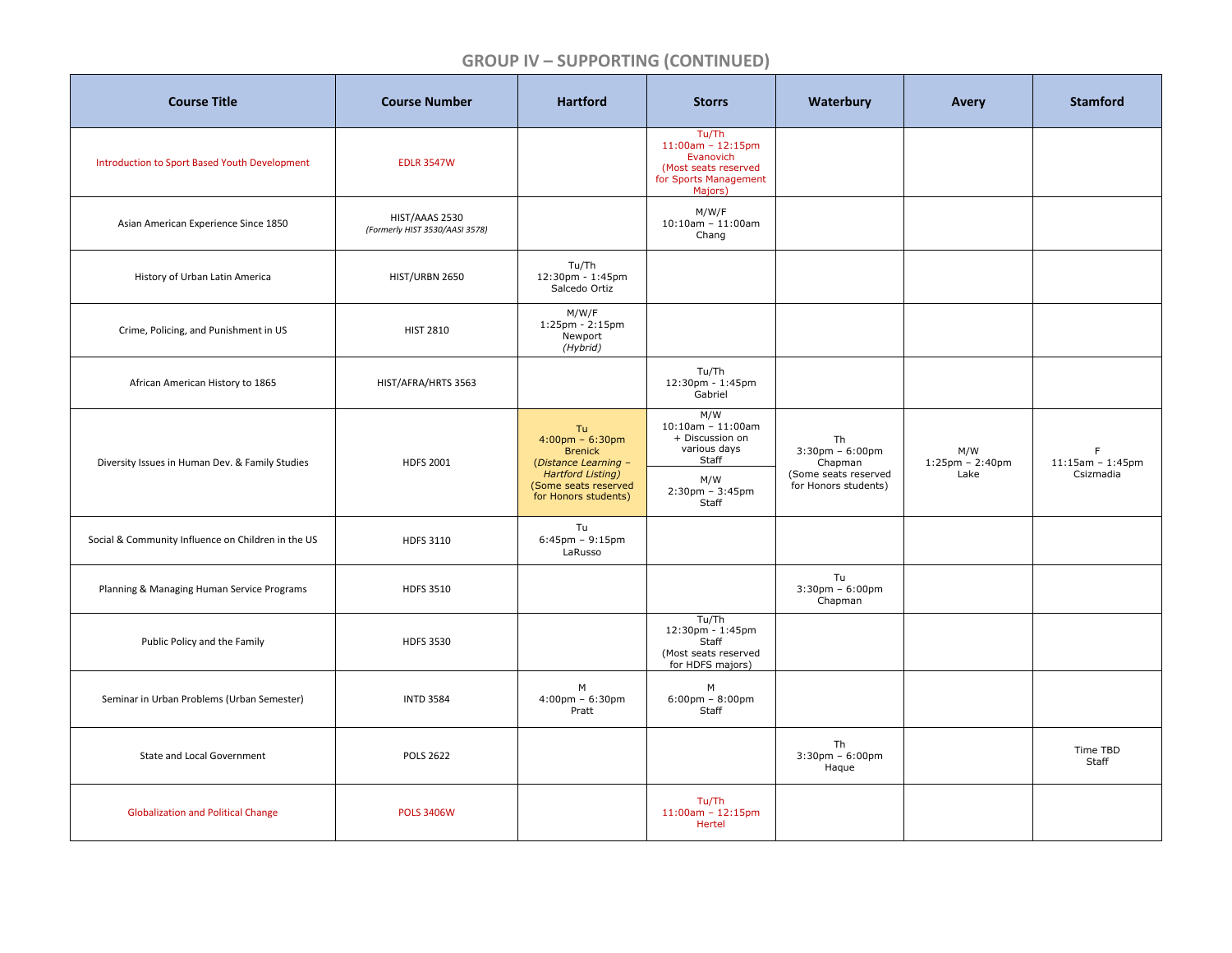## GROUP IV – SUPPORTING (CONTINUED)

| Course Title | Course Number | Hartford | Storrs | Waterbury | Avery | Stamford |
|---|---|---|---|---|---|---|
| Introduction to Sport Based Youth Development | EDLR 3547W | | Tu/Th 11:00am – 12:15pm Evanovich (Most seats reserved for Sports Management Majors) | | | |
| Asian American Experience Since 1850 | HIST/AAAS 2530 *(Formerly HIST 3530/AASI 3578)* | | M/W/F 10:10am – 11:00am Chang | | | |
| History of Urban Latin America | HIST/URBN 2650 | Tu/Th 12:30pm - 1:45pm Salcedo Ortiz | | | | |
| Crime, Policing, and Punishment in US | HIST 2810 | M/W/F 1:25pm - 2:15pm Newport *(Hybrid)* | | | | |
| African American History to 1865 | HIST/AFRA/HRTS 3563 | | Tu/Th 12:30pm - 1:45pm Gabriel | | | |
| Diversity Issues in Human Dev. & Family Studies | HDFS 2001 | Tu 4:00pm – 6:30pm Brenick (*Distance Learning – Hartford Listing)* (Some seats reserved for Honors students) | M/W 10:10am – 11:00am + Discussion on various days Staff<br>M/W 2:30pm – 3:45pm Staff | Th 3:30pm – 6:00pm Chapman (Some seats reserved for Honors students) | M/W 1:25pm – 2:40pm Lake | F 11:15am – 1:45pm Csizmadia |
| Social & Community Influence on Children in the US | HDFS 3110 | Tu 6:45pm – 9:15pm LaRusso | | | | |
| Planning & Managing Human Service Programs | HDFS 3510 | | | Tu 3:30pm – 6:00pm Chapman | | |
| Public Policy and the Family | HDFS 3530 | | Tu/Th 12:30pm - 1:45pm Staff (Most seats reserved for HDFS majors) | | | |
| Seminar in Urban Problems (Urban Semester) | INTD 3584 | M 4:00pm – 6:30pm Pratt | M 6:00pm – 8:00pm Staff | | | |
| State and Local Government | POLS 2622 | | | Th 3:30pm – 6:00pm Haque | | Time TBD Staff |
| Globalization and Political Change | POLS 3406W | | Tu/Th 11:00am – 12:15pm Hertel | | | |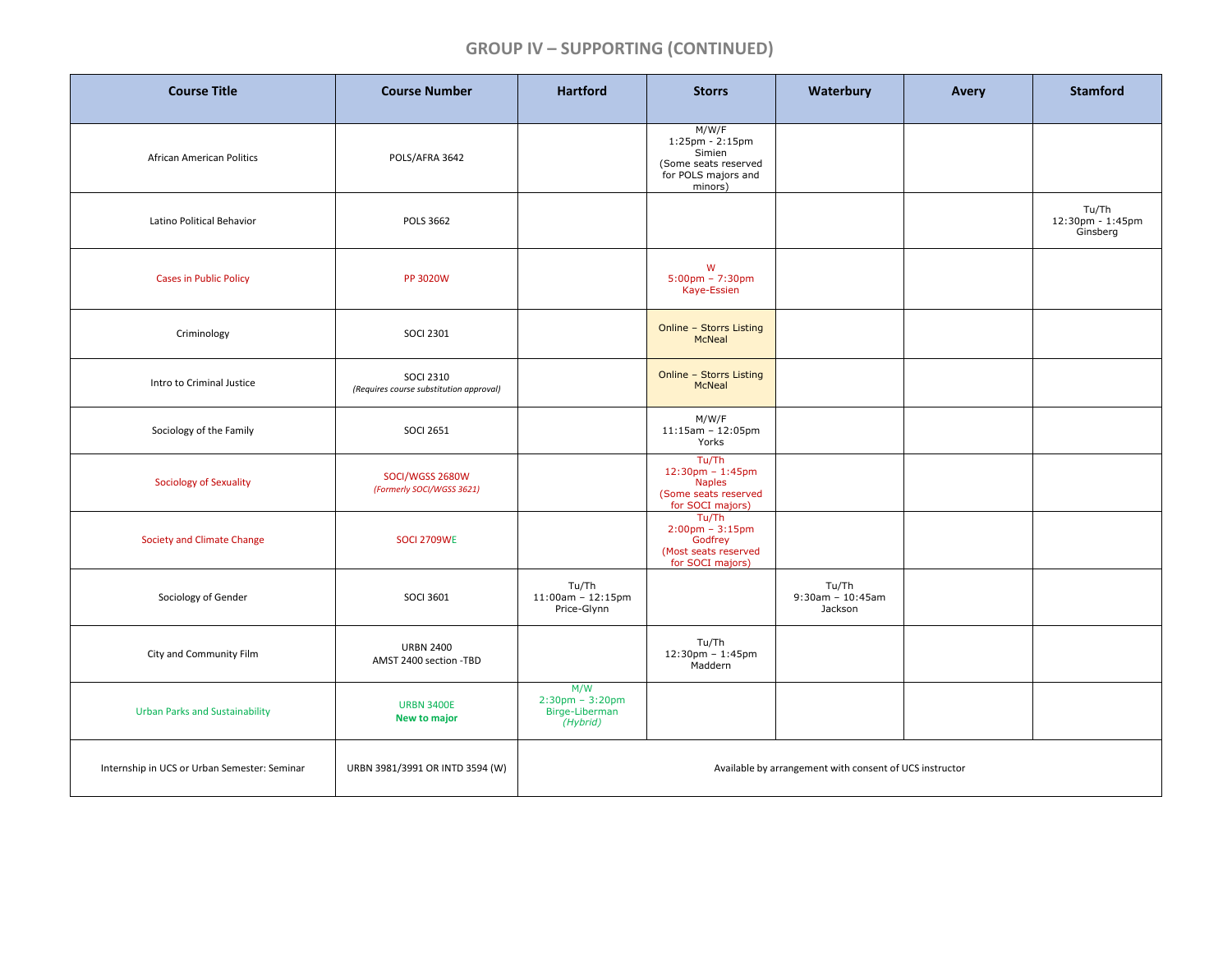## GROUP IV – SUPPORTING (CONTINUED)

| Course Title | Course Number | Hartford | Storrs | Waterbury | Avery | Stamford |
|---|---|---|---|---|---|---|
| African American Politics | POLS/AFRA 3642 | | M/W/F 1:25pm - 2:15pm Simien (Some seats reserved for POLS majors and minors) | | | |
| Latino Political Behavior | POLS 3662 | | | | | Tu/Th 12:30pm - 1:45pm Ginsberg |
| Cases in Public Policy | PP 3020W | | W 5:00pm – 7:30pm Kaye-Essien | | | |
| Criminology | SOCI 2301 | | Online – Storrs Listing McNeal | | | |
| Intro to Criminal Justice | SOCI 2310 *(Requires course substitution approval)* | | Online – Storrs Listing McNeal | | | |
| Sociology of the Family | SOCI 2651 | | M/W/F 11:15am – 12:05pm Yorks | | | |
| Sociology of Sexuality | SOCI/WGSS 2680W *(Formerly SOCI/WGSS 3621)* | | Tu/Th 12:30pm – 1:45pm Naples (Some seats reserved for SOCI majors) | | | |
| Society and Climate Change | SOCI 2709WE | | Tu/Th 2:00pm – 3:15pm Godfrey (Most seats reserved for SOCI majors) | | | |
| Sociology of Gender | SOCI 3601 | Tu/Th 11:00am – 12:15pm Price-Glynn | | Tu/Th 9:30am – 10:45am Jackson | | |
| City and Community Film | URBN 2400 AMST 2400 section -TBD | | Tu/Th 12:30pm – 1:45pm Maddern | | | |
| Urban Parks and Sustainability | URBN 3400E **New to major** | M/W 2:30pm – 3:20pm Birge-Liberman *(Hybrid)* | | | | |
| Internship in UCS or Urban Semester: Seminar | URBN 3981/3991 OR INTD 3594 (W) | Available by arrangement with consent of UCS instructor | | | | |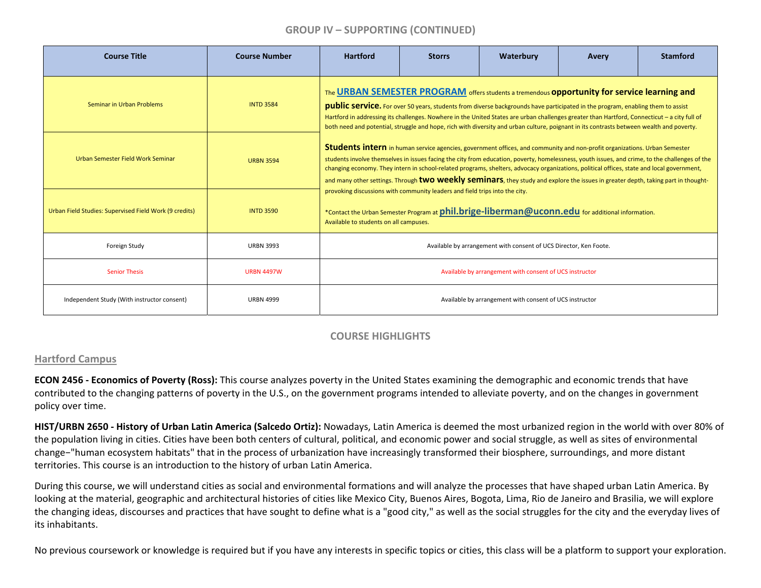## GROUP IV – SUPPORTING (CONTINUED)

| Course Title | Course Number | Hartford | Storrs | Waterbury | Avery | Stamford |
|---|---|---|---|---|---|---|
| Seminar in Urban Problems | INTD 3584 | The **URBAN SEMESTER PROGRAM** offers students a tremendous **opportunity for service learning and public service.** For over 50 years, students from diverse backgrounds have participated in the program, enabling them to assist Hartford in addressing its challenges. Nowhere in the United States are urban challenges greater than Hartford, Connecticut – a city full of both need and potential, struggle and hope, rich with diversity and urban culture, poignant in its contrasts between wealth and poverty. | | | | |
| Urban Semester Field Work Seminar | URBN 3594 | **Students intern** in human service agencies, government offices, and community and non-profit organizations. Urban Semester students involve themselves in issues facing the city from education, poverty, homelessness, youth issues, and crime, to the challenges of the changing economy. They intern in school-related programs, shelters, advocacy organizations, political offices, state and local government, and many other settings. Through **two weekly seminars**, they study and explore the issues in greater depth, taking part in thought-provoking discussions with community leaders and field trips into the city. | | | | |
| Urban Field Studies: Supervised Field Work (9 credits) | INTD 3590 | *Contact the Urban Semester Program at **phil.brige-liberman@uconn.edu** for additional information. Available to students on all campuses. | | | | |
| Foreign Study | URBN 3993 | Available by arrangement with consent of UCS Director, Ken Foote. | | | | |
| Senior Thesis | URBN 4497W | Available by arrangement with consent of UCS instructor | | | | |
| Independent Study (With instructor consent) | URBN 4999 | Available by arrangement with consent of UCS instructor | | | | |

## COURSE HIGHLIGHTS

### Hartford Campus

**ECON 2456 - Economics of Poverty (Ross):** This course analyzes poverty in the United States examining the demographic and economic trends that have contributed to the changing patterns of poverty in the U.S., on the government programs intended to alleviate poverty, and on the changes in government policy over time.

**HIST/URBN 2650 - History of Urban Latin America (Salcedo Ortiz):** Nowadays, Latin America is deemed the most urbanized region in the world with over 80% of the population living in cities. Cities have been both centers of cultural, political, and economic power and social struggle, as well as sites of environmental change−"human ecosystem habitats" that in the process of urbanization have increasingly transformed their biosphere, surroundings, and more distant territories. This course is an introduction to the history of urban Latin America.

During this course, we will understand cities as social and environmental formations and will analyze the processes that have shaped urban Latin America. By looking at the material, geographic and architectural histories of cities like Mexico City, Buenos Aires, Bogota, Lima, Rio de Janeiro and Brasilia, we will explore the changing ideas, discourses and practices that have sought to define what is a "good city," as well as the social struggles for the city and the everyday lives of its inhabitants.

No previous coursework or knowledge is required but if you have any interests in specific topics or cities, this class will be a platform to support your exploration.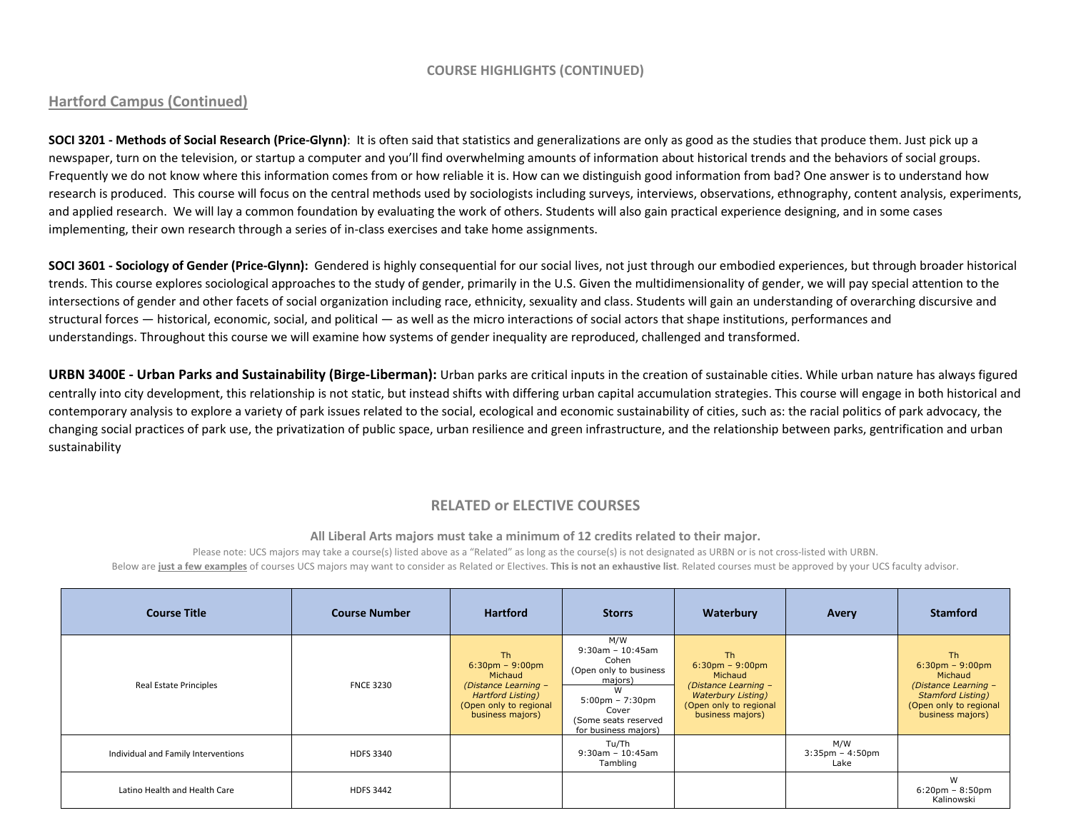## COURSE HIGHLIGHTS (CONTINUED)

### Hartford Campus (Continued)

**SOCI 3201 - Methods of Social Research (Price-Glynn)**: It is often said that statistics and generalizations are only as good as the studies that produce them. Just pick up a newspaper, turn on the television, or startup a computer and you'll find overwhelming amounts of information about historical trends and the behaviors of social groups. Frequently we do not know where this information comes from or how reliable it is. How can we distinguish good information from bad? One answer is to understand how research is produced. This course will focus on the central methods used by sociologists including surveys, interviews, observations, ethnography, content analysis, experiments, and applied research. We will lay a common foundation by evaluating the work of others. Students will also gain practical experience designing, and in some cases implementing, their own research through a series of in-class exercises and take home assignments.

**SOCI 3601 - Sociology of Gender (Price-Glynn):** Gendered is highly consequential for our social lives, not just through our embodied experiences, but through broader historical trends. This course explores sociological approaches to the study of gender, primarily in the U.S. Given the multidimensionality of gender, we will pay special attention to the intersections of gender and other facets of social organization including race, ethnicity, sexuality and class. Students will gain an understanding of overarching discursive and structural forces — historical, economic, social, and political — as well as the micro interactions of social actors that shape institutions, performances and understandings. Throughout this course we will examine how systems of gender inequality are reproduced, challenged and transformed.

**URBN 3400E - Urban Parks and Sustainability (Birge-Liberman):** Urban parks are critical inputs in the creation of sustainable cities. While urban nature has always figured centrally into city development, this relationship is not static, but instead shifts with differing urban capital accumulation strategies. This course will engage in both historical and contemporary analysis to explore a variety of park issues related to the social, ecological and economic sustainability of cities, such as: the racial politics of park advocacy, the changing social practices of park use, the privatization of public space, urban resilience and green infrastructure, and the relationship between parks, gentrification and urban sustainability

## RELATED or ELECTIVE COURSES

**All Liberal Arts majors must take a minimum of 12 credits related to their major.**

Please note: UCS majors may take a course(s) listed above as a "Related" as long as the course(s) is not designated as URBN or is not cross-listed with URBN.

Below are **just a few examples** of courses UCS majors may want to consider as Related or Electives. **This is not an exhaustive list**. Related courses must be approved by your UCS faculty advisor.

| Course Title | Course Number | Hartford | Storrs | Waterbury | Avery | Stamford |
|---|---|---|---|---|---|---|
| Real Estate Principles | FNCE 3230 | Th 6:30pm – 9:00pm Michaud *(Distance Learning – Hartford Listing)* (Open only to regional business majors) | M/W 9:30am – 10:45am Cohen (Open only to business majors); W 5:00pm – 7:30pm Cover (Some seats reserved for business majors) | Th 6:30pm – 9:00pm Michaud *(Distance Learning – Waterbury Listing)* (Open only to regional business majors) | | Th 6:30pm – 9:00pm Michaud *(Distance Learning – Stamford Listing)* (Open only to regional business majors) |
| Individual and Family Interventions | HDFS 3340 | | Tu/Th 9:30am – 10:45am Tambling | | M/W 3:35pm – 4:50pm Lake | |
| Latino Health and Health Care | HDFS 3442 | | | | | W 6:20pm – 8:50pm Kalinowski |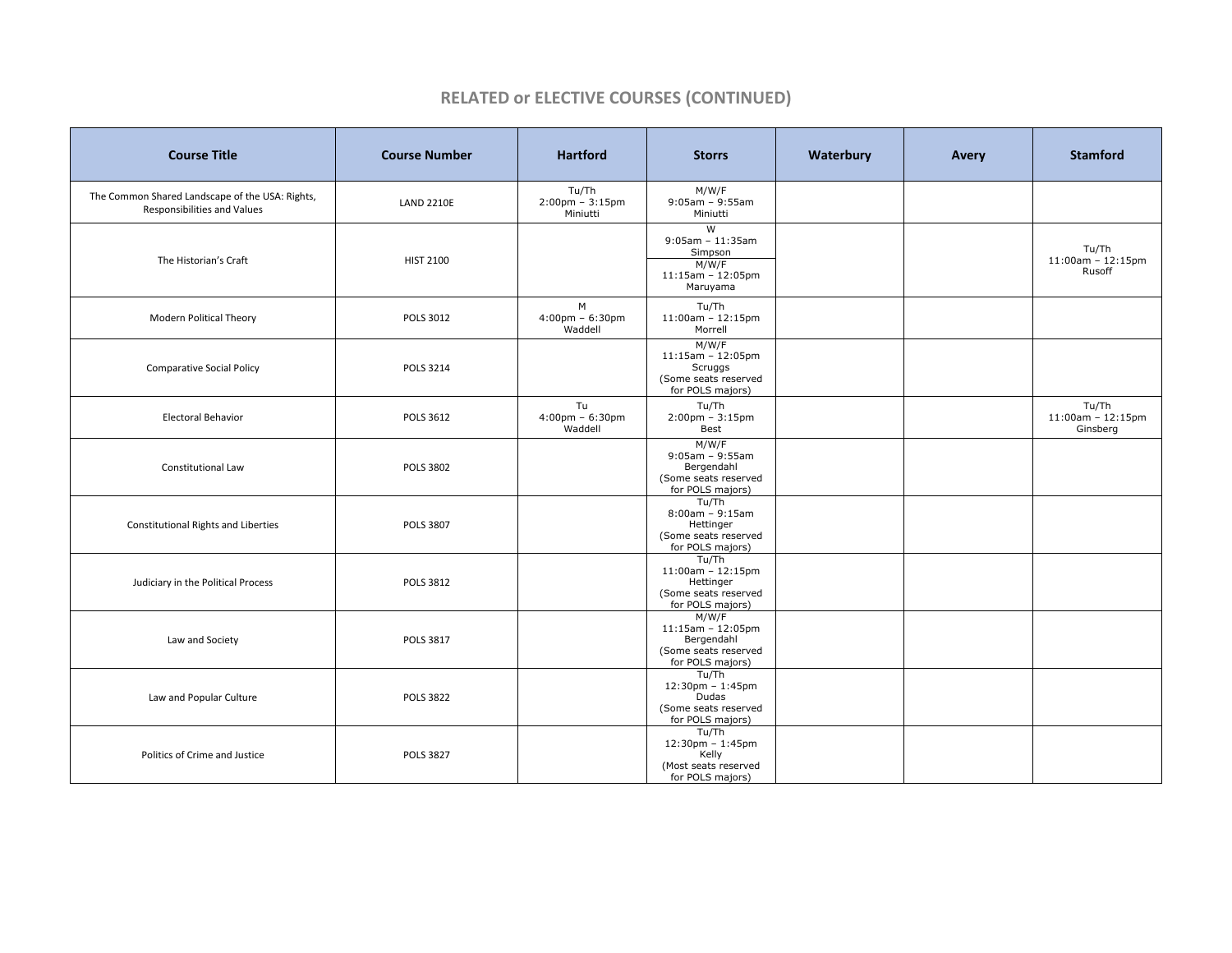## RELATED or ELECTIVE COURSES (CONTINUED)

| Course Title | Course Number | Hartford | Storrs | Waterbury | Avery | Stamford |
|---|---|---|---|---|---|---|
| The Common Shared Landscape of the USA: Rights, Responsibilities and Values | LAND 2210E | Tu/Th 2:00pm – 3:15pm Miniutti | M/W/F 9:05am – 9:55am Miniutti | | | |
| The Historian's Craft | HIST 2100 | | W 9:05am – 11:35am Simpson; M/W/F 11:15am – 12:05pm Maruyama | | | Tu/Th 11:00am – 12:15pm Rusoff |
| Modern Political Theory | POLS 3012 | M 4:00pm – 6:30pm Waddell | Tu/Th 11:00am – 12:15pm Morrell | | | |
| Comparative Social Policy | POLS 3214 | | M/W/F 11:15am – 12:05pm Scruggs (Some seats reserved for POLS majors) | | | |
| Electoral Behavior | POLS 3612 | Tu 4:00pm – 6:30pm Waddell | Tu/Th 2:00pm – 3:15pm Best | | | Tu/Th 11:00am – 12:15pm Ginsberg |
| Constitutional Law | POLS 3802 | | M/W/F 9:05am – 9:55am Bergendahl (Some seats reserved for POLS majors) | | | |
| Constitutional Rights and Liberties | POLS 3807 | | Tu/Th 8:00am – 9:15am Hettinger (Some seats reserved for POLS majors) | | | |
| Judiciary in the Political Process | POLS 3812 | | Tu/Th 11:00am – 12:15pm Hettinger (Some seats reserved for POLS majors) | | | |
| Law and Society | POLS 3817 | | M/W/F 11:15am – 12:05pm Bergendahl (Some seats reserved for POLS majors) | | | |
| Law and Popular Culture | POLS 3822 | | Tu/Th 12:30pm – 1:45pm Dudas (Some seats reserved for POLS majors) | | | |
| Politics of Crime and Justice | POLS 3827 | | Tu/Th 12:30pm – 1:45pm Kelly (Most seats reserved for POLS majors) | | | |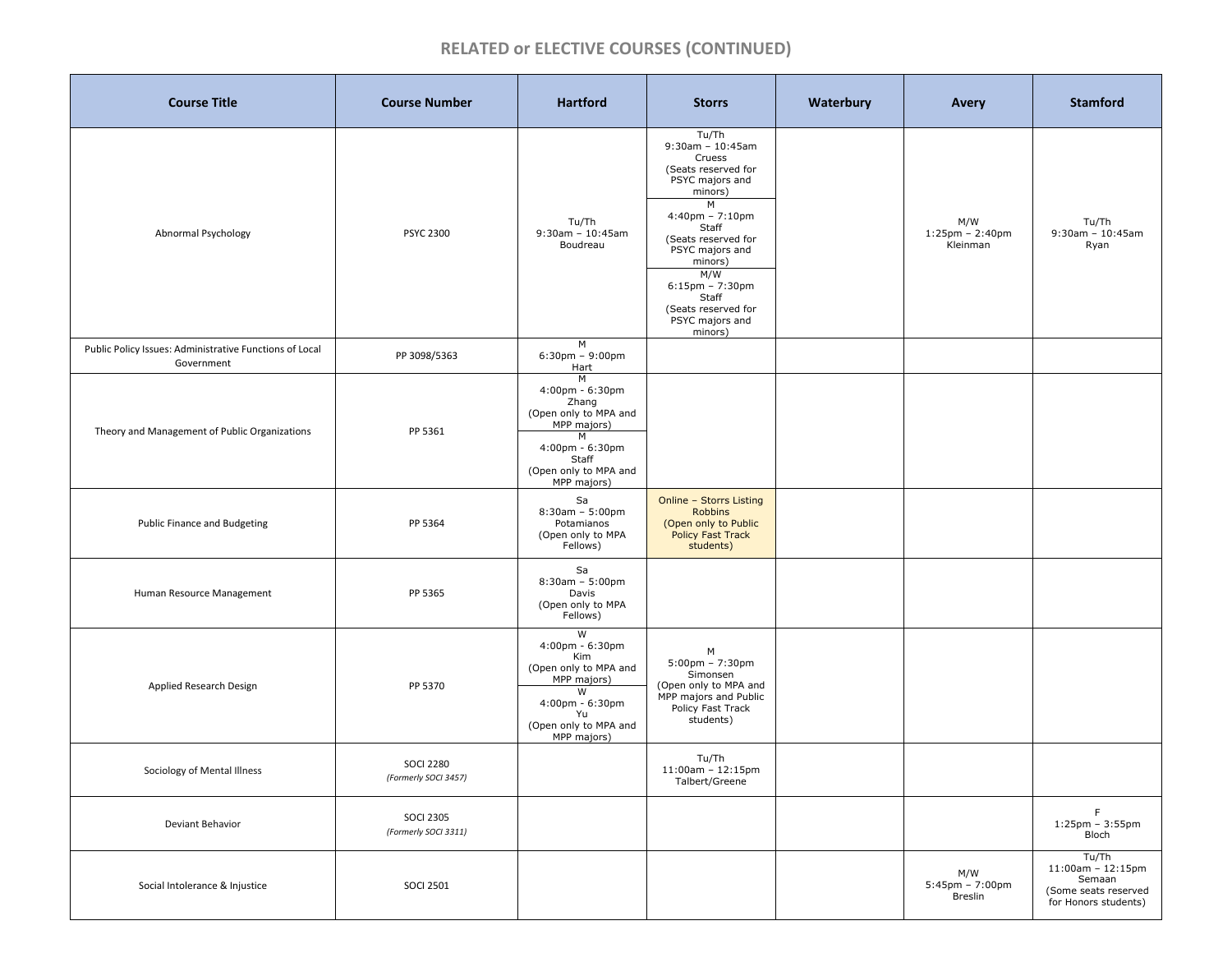## RELATED or ELECTIVE COURSES (CONTINUED)

| Course Title | Course Number | Hartford | Storrs | Waterbury | Avery | Stamford |
|---|---|---|---|---|---|---|
| Abnormal Psychology | PSYC 2300 | Tu/Th 9:30am – 10:45am Boudreau | Tu/Th 9:30am – 10:45am Cruess (Seats reserved for PSYC majors and minors)<br>M 4:40pm – 7:10pm Staff (Seats reserved for PSYC majors and minors)<br>M/W 6:15pm – 7:30pm Staff (Seats reserved for PSYC majors and minors) | | M/W 1:25pm – 2:40pm Kleinman | Tu/Th 9:30am – 10:45am Ryan |
| Public Policy Issues: Administrative Functions of Local Government | PP 3098/5363 | M 6:30pm – 9:00pm Hart | | | | |
| Theory and Management of Public Organizations | PP 5361 | M 4:00pm - 6:30pm Zhang (Open only to MPA and MPP majors)<br>M 4:00pm - 6:30pm Staff (Open only to MPA and MPP majors) | | | | |
| Public Finance and Budgeting | PP 5364 | Sa 8:30am – 5:00pm Potamianos (Open only to MPA Fellows) | Online – Storrs Listing Robbins (Open only to Public Policy Fast Track students) | | | |
| Human Resource Management | PP 5365 | Sa 8:30am – 5:00pm Davis (Open only to MPA Fellows) | | | | |
| Applied Research Design | PP 5370 | W 4:00pm - 6:30pm Kim (Open only to MPA and MPP majors)<br>W 4:00pm - 6:30pm Yu (Open only to MPA and MPP majors) | M 5:00pm – 7:30pm Simonsen (Open only to MPA and MPP majors and Public Policy Fast Track students) | | | |
| Sociology of Mental Illness | SOCI 2280 *(Formerly SOCI 3457)* | | Tu/Th 11:00am – 12:15pm Talbert/Greene | | | |
| Deviant Behavior | SOCI 2305 *(Formerly SOCI 3311)* | | | | | F 1:25pm – 3:55pm Bloch |
| Social Intolerance & Injustice | SOCI 2501 | | | | M/W 5:45pm – 7:00pm Breslin | Tu/Th 11:00am – 12:15pm Semaan (Some seats reserved for Honors students) |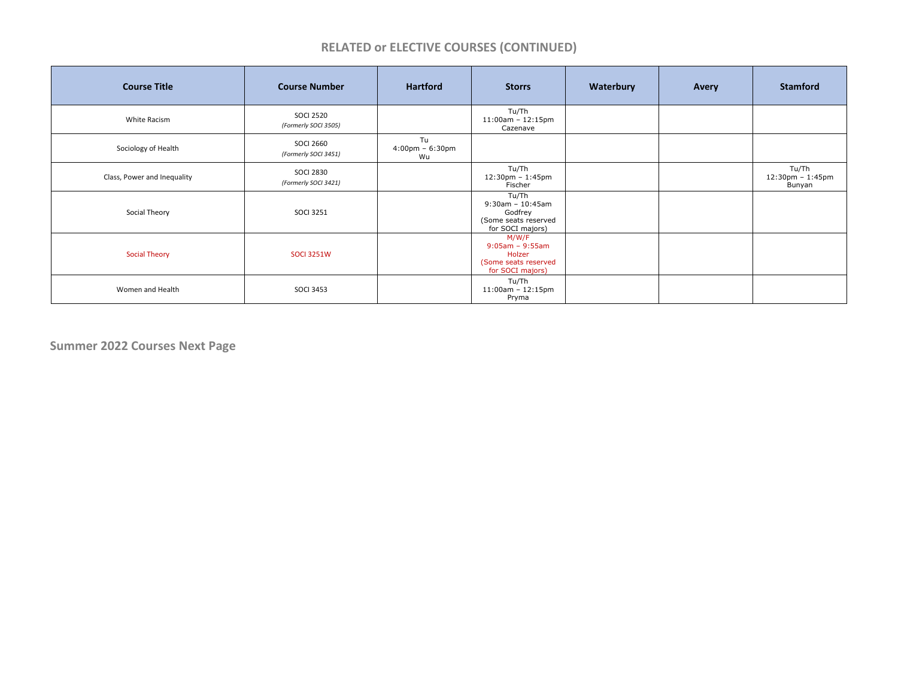## RELATED or ELECTIVE COURSES (CONTINUED)

| Course Title | Course Number | Hartford | Storrs | Waterbury | Avery | Stamford |
|---|---|---|---|---|---|---|
| White Racism | SOCI 2520 *(Formerly SOCI 3505)* | | Tu/Th 11:00am – 12:15pm Cazenave | | | |
| Sociology of Health | SOCI 2660 *(Formerly SOCI 3451)* | Tu 4:00pm – 6:30pm Wu | | | | |
| Class, Power and Inequality | SOCI 2830 *(Formerly SOCI 3421)* | | Tu/Th 12:30pm – 1:45pm Fischer | | | Tu/Th 12:30pm – 1:45pm Bunyan |
| Social Theory | SOCI 3251 | | Tu/Th 9:30am – 10:45am Godfrey (Some seats reserved for SOCI majors) | | | |
| Social Theory | SOCI 3251W | | M/W/F 9:05am – 9:55am Holzer (Some seats reserved for SOCI majors) | | | |
| Women and Health | SOCI 3453 | | Tu/Th 11:00am – 12:15pm Pryma | | | |

**Summer 2022 Courses Next Page**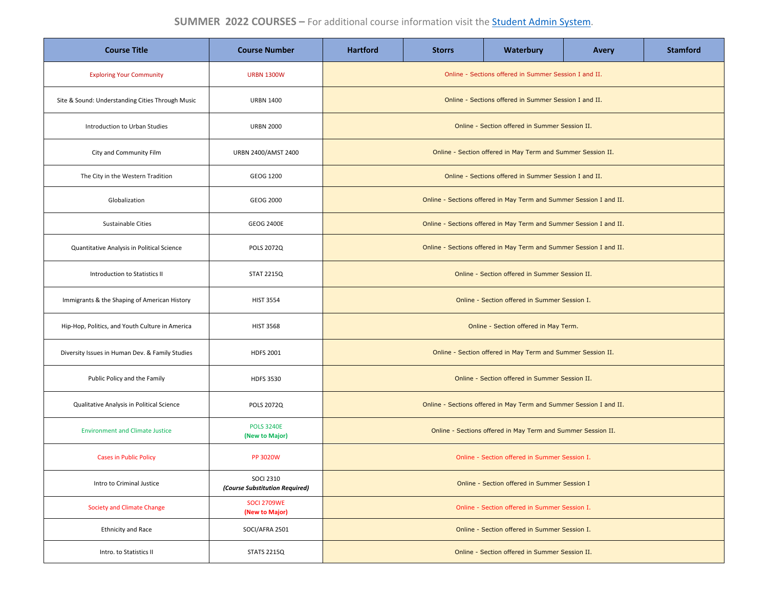**SUMMER 2022 COURSES –** For additional course information visit the Student Admin System.

| Course Title | Course Number | Hartford | Storrs | Waterbury | Avery | Stamford |
|---|---|---|---|---|---|---|
| Exploring Your Community | URBN 1300W | Online - Sections offered in Summer Session I and II. | | | | |
| Site & Sound: Understanding Cities Through Music | URBN 1400 | Online - Sections offered in Summer Session I and II. | | | | |
| Introduction to Urban Studies | URBN 2000 | Online - Section offered in Summer Session II. | | | | |
| City and Community Film | URBN 2400/AMST 2400 | Online - Section offered in May Term and Summer Session II. | | | | |
| The City in the Western Tradition | GEOG 1200 | Online - Sections offered in Summer Session I and II. | | | | |
| Globalization | GEOG 2000 | Online - Sections offered in May Term and Summer Session I and II. | | | | |
| Sustainable Cities | GEOG 2400E | Online - Sections offered in May Term and Summer Session I and II. | | | | |
| Quantitative Analysis in Political Science | POLS 2072Q | Online - Sections offered in May Term and Summer Session I and II. | | | | |
| Introduction to Statistics II | STAT 2215Q | Online - Section offered in Summer Session II. | | | | |
| Immigrants & the Shaping of American History | HIST 3554 | Online - Section offered in Summer Session I. | | | | |
| Hip-Hop, Politics, and Youth Culture in America | HIST 3568 | Online - Section offered in May Term. | | | | |
| Diversity Issues in Human Dev. & Family Studies | HDFS 2001 | Online - Section offered in May Term and Summer Session II. | | | | |
| Public Policy and the Family | HDFS 3530 | Online - Section offered in Summer Session II. | | | | |
| Qualitative Analysis in Political Science | POLS 2072Q | Online - Sections offered in May Term and Summer Session I and II. | | | | |
| Environment and Climate Justice | POLS 3240E **(New to Major)** | Online - Sections offered in May Term and Summer Session II. | | | | |
| Cases in Public Policy | PP 3020W | Online - Section offered in Summer Session I. | | | | |
| Intro to Criminal Justice | SOCI 2310 ***(Course Substitution Required)*** | Online - Section offered in Summer Session I | | | | |
| Society and Climate Change | SOCI 2709WE **(New to Major)** | Online - Section offered in Summer Session I. | | | | |
| Ethnicity and Race | SOCI/AFRA 2501 | Online - Section offered in Summer Session I. | | | | |
| Intro. to Statistics II | STATS 2215Q | Online - Section offered in Summer Session II. | | | | |